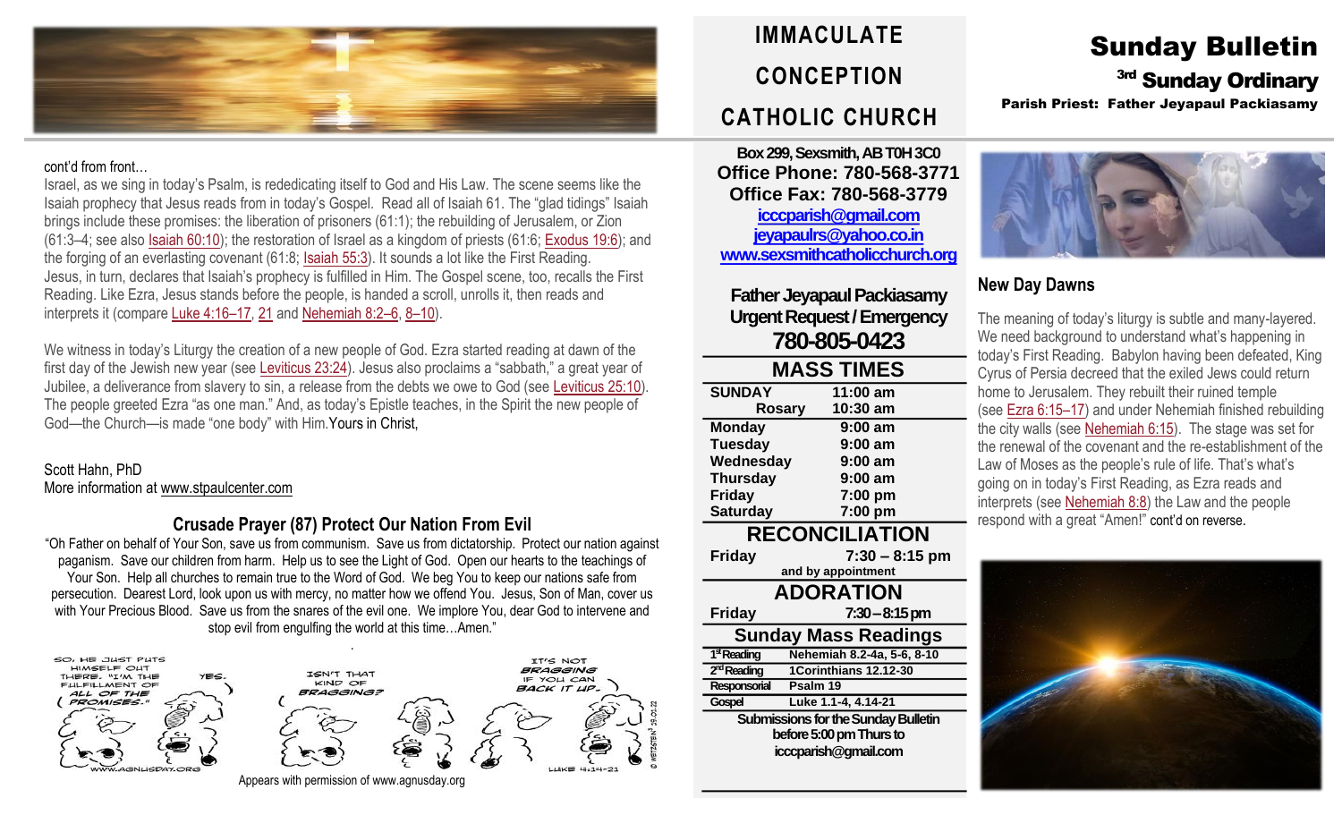# IMMACULATE CONCEPTION CATHOLIC CHURCH

# Sunday Bulletin

## 3rd Sunday Ordinary

**Parish Priest: Father Jeyapaul Packiasamy**

cont'd from front…

Israel, as we sing in today's Psalm, is rededicating itself to God and His Law. The scene seems like the Isaiah prophecy that Jesus reads from in today's Gospel. Read all of Isaiah 61. The "glad tidings" Isaiah brings include these promises: the liberation of prisoners (61:1); the rebuilding of Jerusalem, or Zion (61:3–4; see also Isaiah 60:10); the restoration of Israel as a kingdom of priests (61:6; Exodus 19:6); and the forging of an everlasting covenant (61:8; Isaiah 55:3). It sounds a lot like the First Reading. Jesus, in turn, declares that Isaiah's prophecy is fulfilled in Him. The Gospel scene, too, recalls the First Reading. Like Ezra, Jesus stands before the people, is handed a scroll, unrolls it, then reads and interprets it (compare Luke 4:16–17, 21 and Nehemiah 8:2–6, 8–10).

We witness in today's Liturgy the creation of a new people of God. Ezra started reading at dawn of the first day of the Jewish new year (see Leviticus 23:24). Jesus also proclaims a "sabbath," a great year of Jubilee, a deliverance from slavery to sin, a release from the debts we owe to God (see Leviticus 25:10). The people greeted Ezra "as one man." And, as today's Epistle teaches, in the Spirit the new people of God—the Church—is made "one body" with Him. Yours in Christ,

Scott Hahn, PhD
More information at www.stpaulcenter.com

### Crusade Prayer (87) Protect Our Nation From Evil

"Oh Father on behalf of Your Son, save us from communism. Save us from dictatorship. Protect our nation against paganism. Save our children from harm. Help us to see the Light of God. Open our hearts to the teachings of Your Son. Help all churches to remain true to the Word of God. We beg You to keep our nations safe from persecution. Dearest Lord, look upon us with mercy, no matter how we offend You. Jesus, Son of Man, cover us with Your Precious Blood. Save us from the snares of the evil one. We implore You, dear God to intervene and stop evil from engulfing the world at this time…Amen."

Appears with permission of www.agnusday.org

**Box 299, Sexsmith, AB T0H 3C0**
**Office Phone: 780-568-3771**
**Office Fax: 780-568-3779**
icccparish@gmail.com
jeyapaulrs@yahoo.co.in
www.sexsmithcatholicchurch.org

**Father Jeyapaul Packiasamy**
**Urgent Request / Emergency**
**780-805-0423**

## MASS TIMES

| | |
|---|---|
| **SUNDAY** | **11:00 am** |
| **Rosary** | **10:30 am** |
| **Monday** | **9:00 am** |
| **Tuesday** | **9:00 am** |
| **Wednesday** | **9:00 am** |
| **Thursday** | **9:00 am** |
| **Friday** | **7:00 pm** |
| **Saturday** | **7:00 pm** |

## RECONCILIATION

**Friday** **7:30 – 8:15 pm**
and by appointment

## ADORATION

**Friday** **7:30 – 8:15 pm**

## Sunday Mass Readings

| | |
|---|---|
| 1st Reading | Nehemiah 8.2-4a, 5-6, 8-10 |
| 2nd Reading | 1Corinthians 12.12-30 |
| Responsorial | Psalm 19 |
| Gospel | Luke 1.1-4, 4.14-21 |

**Submissions for the Sunday Bulletin before 5:00 pm Thurs to icccparish@gmail.com**

## New Day Dawns

The meaning of today's liturgy is subtle and many-layered. We need background to understand what's happening in today's First Reading. Babylon having been defeated, King Cyrus of Persia decreed that the exiled Jews could return home to Jerusalem. They rebuilt their ruined temple (see Ezra 6:15–17) and under Nehemiah finished rebuilding the city walls (see Nehemiah 6:15). The stage was set for the renewal of the covenant and the re-establishment of the Law of Moses as the people's rule of life. That's what's going on in today's First Reading, as Ezra reads and interprets (see Nehemiah 8:8) the Law and the people respond with a great "Amen!" cont'd on reverse.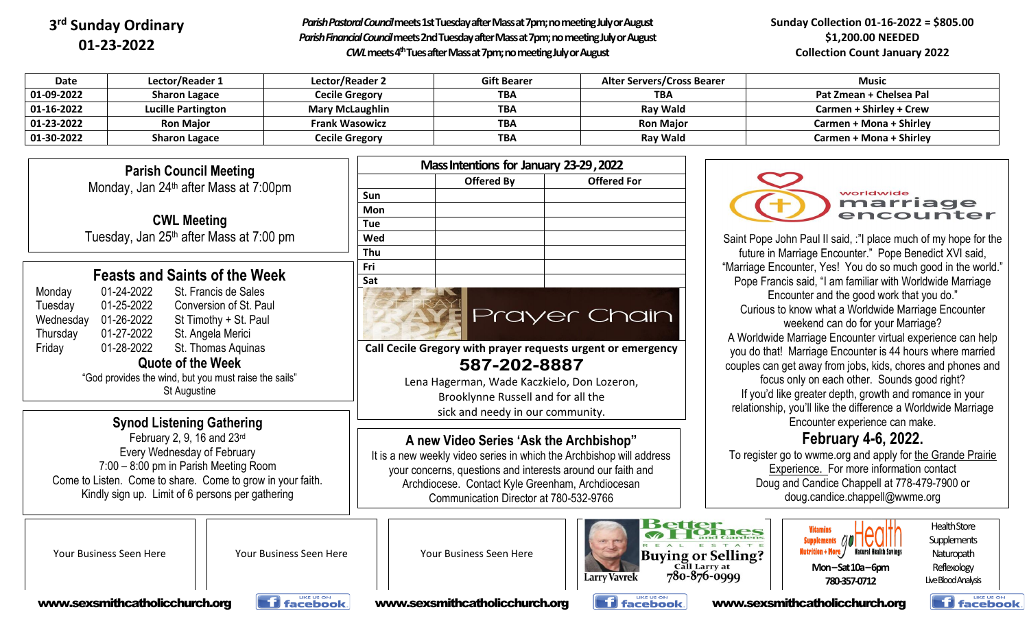# 3rd Sunday Ordinary 01-23-2022

***Parish Pastoral Council*** **meets 1st Tuesday after Mass at 7pm; no meeting July or August**
***Parish Financial Council*** **meets 2nd Tuesday after Mass at 7pm; no meeting July or August**
***CWL*** **meets 4th Tues after Mass at 7pm; no meeting July or August**

**Sunday Collection 01-16-2022 = $805.00**
**$1,200.00 NEEDED**
**Collection Count January 2022**

| Date | Lector/Reader 1 | Lector/Reader 2 | Gift Bearer | Alter Servers/Cross Bearer | Music |
|---|---|---|---|---|---|
| 01-09-2022 | Sharon Lagace | Cecile Gregory | TBA | TBA | Pat Zmean + Chelsea Pal |
| 01-16-2022 | Lucille Partington | Mary McLaughlin | TBA | Ray Wald | Carmen + Shirley + Crew |
| 01-23-2022 | Ron Major | Frank Wasowicz | TBA | Ron Major | Carmen + Mona + Shirley |
| 01-30-2022 | Sharon Lagace | Cecile Gregory | TBA | Ray Wald | Carmen + Mona + Shirley |

## Parish Council Meeting

Monday, Jan 24th after Mass at 7:00pm

## CWL Meeting

Tuesday, Jan 25th after Mass at 7:00 pm

## Feasts and Saints of the Week

| | | |
|---|---|---|
| Monday | 01-24-2022 | St. Francis de Sales |
| Tuesday | 01-25-2022 | Conversion of St. Paul |
| Wednesday | 01-26-2022 | St Timothy + St. Paul |
| Thursday | 01-27-2022 | St. Angela Merici |
| Friday | 01-28-2022 | St. Thomas Aquinas |

## Quote of the Week

"God provides the wind, but you must raise the sails"
St Augustine

## Synod Listening Gathering

February 2, 9, 16 and 23rd
Every Wednesday of February
7:00 – 8:00 pm in Parish Meeting Room
Come to Listen. Come to share. Come to grow in your faith.
Kindly sign up. Limit of 6 persons per gathering

## Mass Intentions for January 23-29, 2022

| | Offered By | Offered For |
|---|---|---|
| Sun | | |
| Mon | | |
| Tue | | |
| Wed | | |
| Thu | | |
| Fri | | |
| Sat | | |

## Prayer Chain

**Call Cecile Gregory with prayer requests urgent or emergency**

**587-202-8887**

Lena Hagerman, Wade Kaczkielo, Don Lozeron, Brooklynne Russell and for all the sick and needy in our community.

## A new Video Series 'Ask the Archbishop"

It is a new weekly video series in which the Archbishop will address your concerns, questions and interests around our faith and Archdiocese. Contact Kyle Greenham, Archdiocesan Communication Director at 780-532-9766

## worldwide marriage encounter

Saint Pope John Paul II said, :"I place much of my hope for the future in Marriage Encounter." Pope Benedict XVI said, "Marriage Encounter, Yes! You do so much good in the world." Pope Francis said, "I am familiar with Worldwide Marriage Encounter and the good work that you do."
Curious to know what a Worldwide Marriage Encounter weekend can do for your Marriage?
A Worldwide Marriage Encounter virtual experience can help you do that! Marriage Encounter is 44 hours where married couples can get away from jobs, kids, chores and phones and focus only on each other. Sounds good right?
If you'd like greater depth, growth and romance in your relationship, you'll like the difference a Worldwide Marriage Encounter experience can make.

### February 4-6, 2022.

To register go to wwme.org and apply for the Grande Prairie Experience. For more information contact Doug and Candice Chappell at 778-479-7900 or doug.candice.chappell@wwme.org

Your Business Seen Here

Your Business Seen Here

Your Business Seen Here

Better Homes and Gardens Real Estate
Buying or Selling? Call Larry at 780-876-0999
Larry Vavrek

Vitamins Supplements Nutrition + More — goHealth Natural Health Savings
Mon – Sat 10a – 6pm
780-357-0712
Health Store
Supplements
Naturopath
Reflexology
Live Blood Analysis

www.sexsmithcatholicchurch.org — LIKE US ON facebook